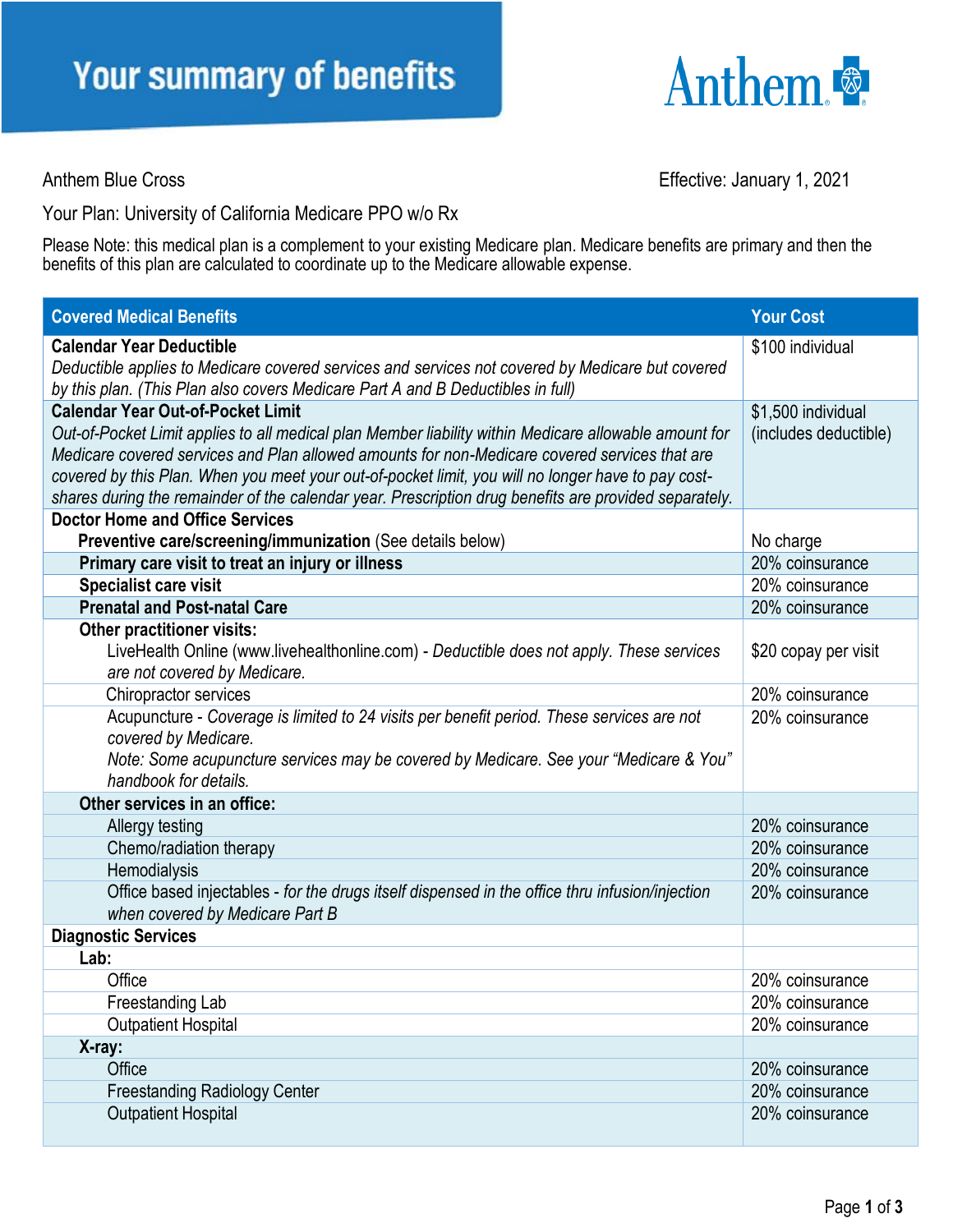# Your summary of benefits

Anthem

Anthem Blue Cross

Effective: January 1, 2021

Your Plan: University of California Medicare PPO w/o Rx

Please Note: this medical plan is a complement to your existing Medicare plan. Medicare benefits are primary and then the benefits of this plan are calculated to coordinate up to the Medicare allowable expense.

| Covered Medical Benefits | Your Cost |
|---|---|
| **Calendar Year Deductible**<br>*Deductible applies to Medicare covered services and services not covered by Medicare but covered by this plan. (This Plan also covers Medicare Part A and B Deductibles in full)* | $100 individual |
| **Calendar Year Out-of-Pocket Limit**<br>*Out-of-Pocket Limit applies to all medical plan Member liability within Medicare allowable amount for Medicare covered services and Plan allowed amounts for non-Medicare covered services that are covered by this Plan. When you meet your out-of-pocket limit, you will no longer have to pay cost-shares during the remainder of the calendar year. Prescription drug benefits are provided separately.* | $1,500 individual (includes deductible) |
| **Doctor Home and Office Services** | |
| **Preventive care/screening/immunization** (See details below) | No charge |
| **Primary care visit to treat an injury or illness** | 20% coinsurance |
| **Specialist care visit** | 20% coinsurance |
| **Prenatal and Post-natal Care** | 20% coinsurance |
| **Other practitioner visits:** | |
| LiveHealth Online (www.livehealthonline.com) - *Deductible does not apply. These services are not covered by Medicare.* | $20 copay per visit |
| Chiropractor services | 20% coinsurance |
| Acupuncture - *Coverage is limited to 24 visits per benefit period. These services are not covered by Medicare.*<br>*Note: Some acupuncture services may be covered by Medicare. See your "Medicare & You" handbook for details.* | 20% coinsurance |
| **Other services in an office:** | |
| Allergy testing | 20% coinsurance |
| Chemo/radiation therapy | 20% coinsurance |
| Hemodialysis | 20% coinsurance |
| Office based injectables - *for the drugs itself dispensed in the office thru infusion/injection when covered by Medicare Part B* | 20% coinsurance |
| **Diagnostic Services** | |
| **Lab:** | |
| Office | 20% coinsurance |
| Freestanding Lab | 20% coinsurance |
| Outpatient Hospital | 20% coinsurance |
| **X-ray:** | |
| Office | 20% coinsurance |
| Freestanding Radiology Center | 20% coinsurance |
| Outpatient Hospital | 20% coinsurance |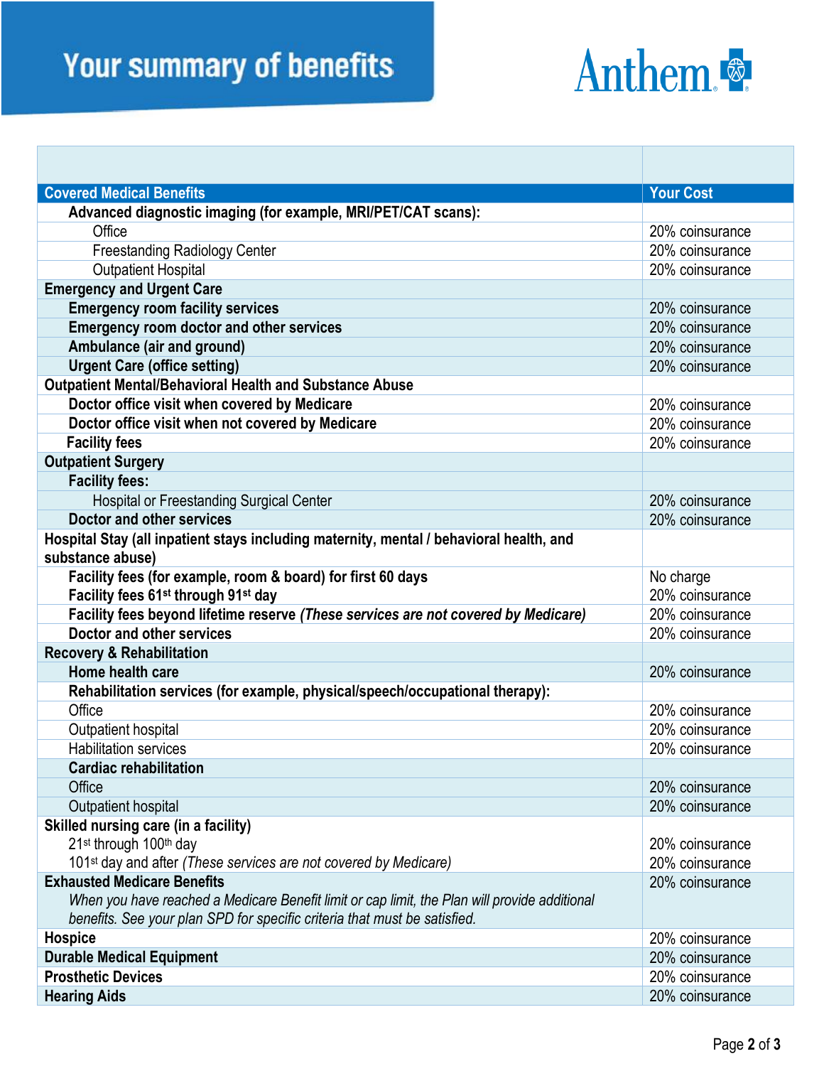# Your summary of benefits

Anthem

| Covered Medical Benefits | Your Cost |
|---|---|
| **Advanced diagnostic imaging (for example, MRI/PET/CAT scans):** | |
| Office | 20% coinsurance |
| Freestanding Radiology Center | 20% coinsurance |
| Outpatient Hospital | 20% coinsurance |
| **Emergency and Urgent Care** | |
| **Emergency room facility services** | 20% coinsurance |
| **Emergency room doctor and other services** | 20% coinsurance |
| **Ambulance (air and ground)** | 20% coinsurance |
| **Urgent Care (office setting)** | 20% coinsurance |
| **Outpatient Mental/Behavioral Health and Substance Abuse** | |
| **Doctor office visit when covered by Medicare** | 20% coinsurance |
| **Doctor office visit when not covered by Medicare** | 20% coinsurance |
| **Facility fees** | 20% coinsurance |
| **Outpatient Surgery** | |
| **Facility fees:** | |
| Hospital or Freestanding Surgical Center | 20% coinsurance |
| **Doctor and other services** | 20% coinsurance |
| **Hospital Stay (all inpatient stays including maternity, mental / behavioral health, and substance abuse)** | |
| **Facility fees (for example, room & board) for first 60 days**<br>**Facility fees 61st through 91st day** | No charge<br>20% coinsurance |
| **Facility fees beyond lifetime reserve** ***(These services are not covered by Medicare)*** | 20% coinsurance |
| **Doctor and other services** | 20% coinsurance |
| **Recovery & Rehabilitation** | |
| **Home health care** | 20% coinsurance |
| **Rehabilitation services (for example, physical/speech/occupational therapy):** | |
| Office | 20% coinsurance |
| Outpatient hospital | 20% coinsurance |
| Habilitation services | 20% coinsurance |
| **Cardiac rehabilitation** | |
| Office | 20% coinsurance |
| Outpatient hospital | 20% coinsurance |
| **Skilled nursing care (in a facility)**<br>21st through 100th day<br>101st day and after *(These services are not covered by Medicare)* | <br>20% coinsurance<br>20% coinsurance |
| **Exhausted Medicare Benefits**<br>*When you have reached a Medicare Benefit limit or cap limit, the Plan will provide additional benefits. See your plan SPD for specific criteria that must be satisfied.* | 20% coinsurance |
| **Hospice** | 20% coinsurance |
| **Durable Medical Equipment** | 20% coinsurance |
| **Prosthetic Devices** | 20% coinsurance |
| **Hearing Aids** | 20% coinsurance |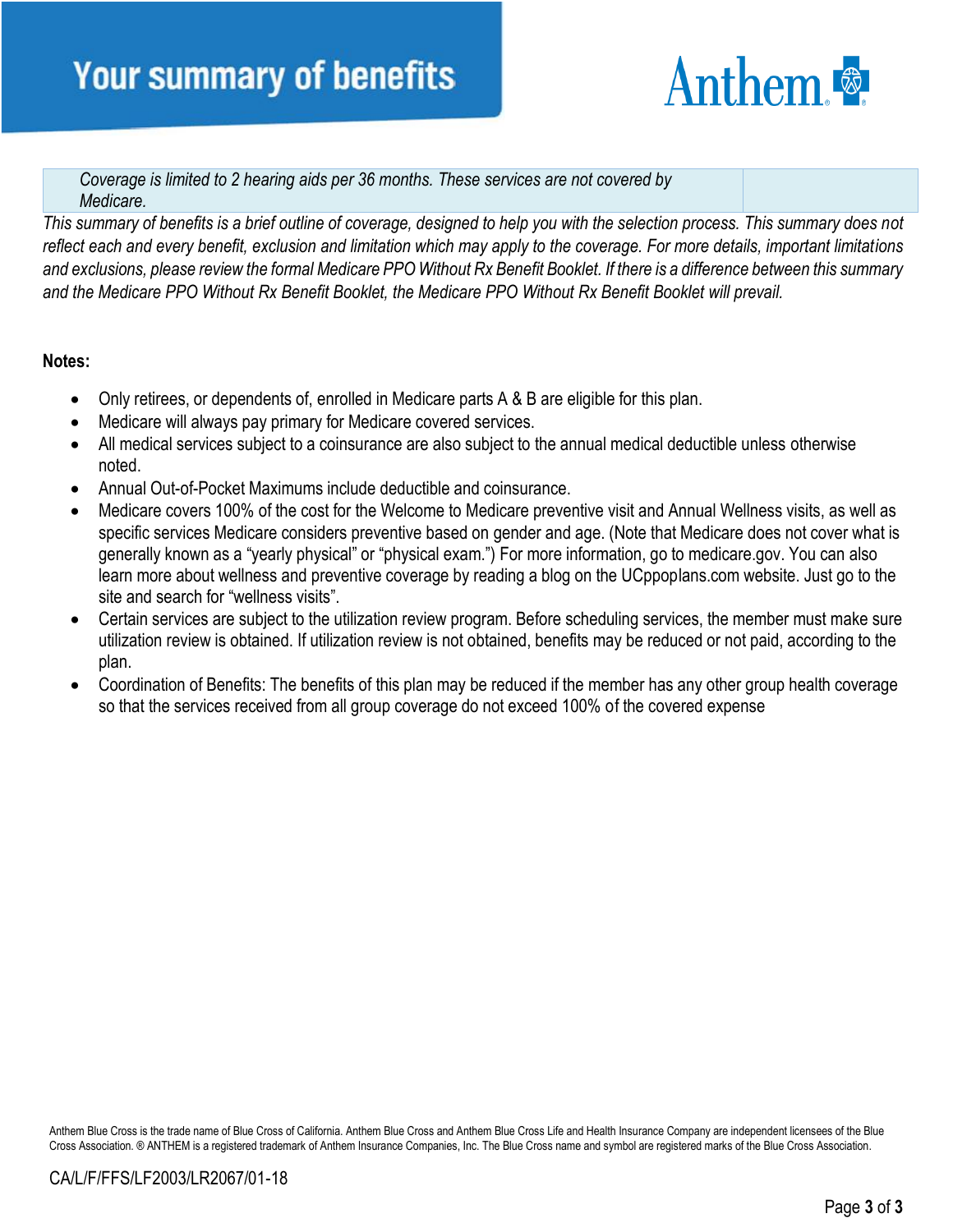| | |
|---|---|
| *Coverage is limited to 2 hearing aids per 36 months. These services are not covered by Medicare.* | |

*This summary of benefits is a brief outline of coverage, designed to help you with the selection process. This summary does not reflect each and every benefit, exclusion and limitation which may apply to the coverage. For more details, important limitations and exclusions, please review the formal Medicare PPO Without Rx Benefit Booklet. If there is a difference between this summary and the Medicare PPO Without Rx Benefit Booklet, the Medicare PPO Without Rx Benefit Booklet will prevail.*

**Notes:**

- Only retirees, or dependents of, enrolled in Medicare parts A & B are eligible for this plan.
- Medicare will always pay primary for Medicare covered services.
- All medical services subject to a coinsurance are also subject to the annual medical deductible unless otherwise noted.
- Annual Out-of-Pocket Maximums include deductible and coinsurance.
- Medicare covers 100% of the cost for the Welcome to Medicare preventive visit and Annual Wellness visits, as well as specific services Medicare considers preventive based on gender and age. (Note that Medicare does not cover what is generally known as a "yearly physical" or "physical exam.") For more information, go to medicare.gov. You can also learn more about wellness and preventive coverage by reading a blog on the UCppoplans.com website. Just go to the site and search for "wellness visits".
- Certain services are subject to the utilization review program. Before scheduling services, the member must make sure utilization review is obtained. If utilization review is not obtained, benefits may be reduced or not paid, according to the plan.
- Coordination of Benefits: The benefits of this plan may be reduced if the member has any other group health coverage so that the services received from all group coverage do not exceed 100% of the covered expense

Anthem Blue Cross is the trade name of Blue Cross of California. Anthem Blue Cross and Anthem Blue Cross Life and Health Insurance Company are independent licensees of the Blue Cross Association. ® ANTHEM is a registered trademark of Anthem Insurance Companies, Inc. The Blue Cross name and symbol are registered marks of the Blue Cross Association.

CA/L/F/FFS/LF2003/LR2067/01-18